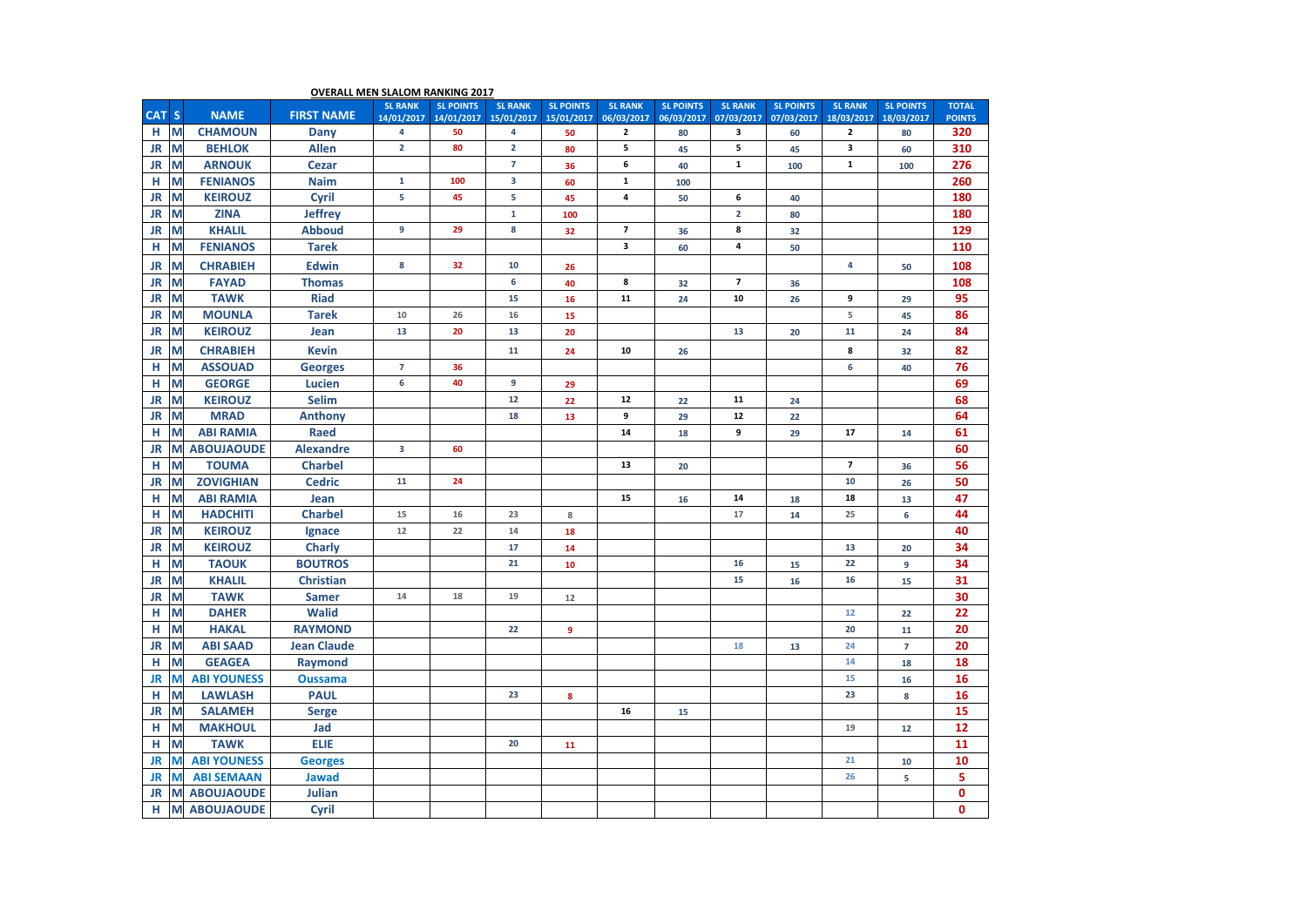**OVERALL MEN SLALOM RANKING 2017**

| CAT | S | NAME | FIRST NAME | SL RANK 14/01/2017 | SL POINTS 14/01/2017 | SL RANK 15/01/2017 | SL POINTS 15/01/2017 | SL RANK 06/03/2017 | SL POINTS 06/03/2017 | SL RANK 07/03/2017 | SL POINTS 07/03/2017 | SL RANK 18/03/2017 | SL POINTS 18/03/2017 | TOTAL POINTS |
|---|---|---|---|---|---|---|---|---|---|---|---|---|---|---|
| H | M | CHAMOUN | Dany | 4 | 50 | 4 | 50 | 2 | 80 | 3 | 60 | 2 | 80 | 320 |
| JR | M | BEHLOK | Allen | 2 | 80 | 2 | 80 | 5 | 45 | 5 | 45 | 3 | 60 | 310 |
| JR | M | ARNOUK | Cezar | | | 7 | 36 | 6 | 40 | 1 | 100 | 1 | 100 | 276 |
| H | M | FENIANOS | Naim | 1 | 100 | 3 | 60 | 1 | 100 | | | | | 260 |
| JR | M | KEIROUZ | Cyril | 5 | 45 | 5 | 45 | 4 | 50 | 6 | 40 | | | 180 |
| JR | M | ZINA | Jeffrey | | | 1 | 100 | | | 2 | 80 | | | 180 |
| JR | M | KHALIL | Abboud | 9 | 29 | 8 | 32 | 7 | 36 | 8 | 32 | | | 129 |
| H | M | FENIANOS | Tarek | | | | | 3 | 60 | 4 | 50 | | | 110 |
| JR | M | CHRABIEH | Edwin | 8 | 32 | 10 | 26 | | | | | 4 | 50 | 108 |
| JR | M | FAYAD | Thomas | | | 6 | 40 | 8 | 32 | 7 | 36 | | | 108 |
| JR | M | TAWK | Riad | | | 15 | 16 | 11 | 24 | 10 | 26 | 9 | 29 | 95 |
| JR | M | MOUNLA | Tarek | 10 | 26 | 16 | 15 | | | | | 5 | 45 | 86 |
| JR | M | KEIROUZ | Jean | 13 | 20 | 13 | 20 | | | 13 | 20 | 11 | 24 | 84 |
| JR | M | CHRABIEH | Kevin | | | 11 | 24 | 10 | 26 | | | 8 | 32 | 82 |
| H | M | ASSOUAD | Georges | 7 | 36 | | | | | | | 6 | 40 | 76 |
| H | M | GEORGE | Lucien | 6 | 40 | 9 | 29 | | | | | | | 69 |
| JR | M | KEIROUZ | Selim | | | 12 | 22 | 12 | 22 | 11 | 24 | | | 68 |
| JR | M | MRAD | Anthony | | | 18 | 13 | 9 | 29 | 12 | 22 | | | 64 |
| H | M | ABI RAMIA | Raed | | | | | 14 | 18 | 9 | 29 | 17 | 14 | 61 |
| JR | M | ABOUJAOUDE | Alexandre | 3 | 60 | | | | | | | | | 60 |
| H | M | TOUMA | Charbel | | | | | 13 | 20 | | | 7 | 36 | 56 |
| JR | M | ZOVIGHIAN | Cedric | 11 | 24 | | | | | | | 10 | 26 | 50 |
| H | M | ABI RAMIA | Jean | | | | | 15 | 16 | 14 | 18 | 18 | 13 | 47 |
| H | M | HADCHITI | Charbel | 15 | 16 | 23 | 8 | | | 17 | 14 | 25 | 6 | 44 |
| JR | M | KEIROUZ | Ignace | 12 | 22 | 14 | 18 | | | | | | | 40 |
| JR | M | KEIROUZ | Charly | | | 17 | 14 | | | | | 13 | 20 | 34 |
| H | M | TAOUK | BOUTROS | | | 21 | 10 | | | 16 | 15 | 22 | 9 | 34 |
| JR | M | KHALIL | Christian | | | | | | | 15 | 16 | 16 | 15 | 31 |
| JR | M | TAWK | Samer | 14 | 18 | 19 | 12 | | | | | | | 30 |
| H | M | DAHER | Walid | | | | | | | | | 12 | 22 | 22 |
| H | M | HAKAL | RAYMOND | | | 22 | 9 | | | | | 20 | 11 | 20 |
| JR | M | ABI SAAD | Jean Claude | | | | | | | 18 | 13 | 24 | 7 | 20 |
| H | M | GEAGEA | Raymond | | | | | | | | | 14 | 18 | 18 |
| JR | M | ABI YOUNESS | Oussama | | | | | | | | | 15 | 16 | 16 |
| H | M | LAWLASH | PAUL | | | 23 | 8 | | | | | 23 | 8 | 16 |
| JR | M | SALAMEH | Serge | | | | | 16 | 15 | | | | | 15 |
| H | M | MAKHOUL | Jad | | | | | | | | | 19 | 12 | 12 |
| H | M | TAWK | ELIE | | | 20 | 11 | | | | | | | 11 |
| JR | M | ABI YOUNESS | Georges | | | | | | | | | 21 | 10 | 10 |
| JR | M | ABI SEMAAN | Jawad | | | | | | | | | 26 | 5 | 5 |
| JR | M | ABOUJAOUDE | Julian | | | | | | | | | | | 0 |
| H | M | ABOUJAOUDE | Cyril | | | | | | | | | | | 0 |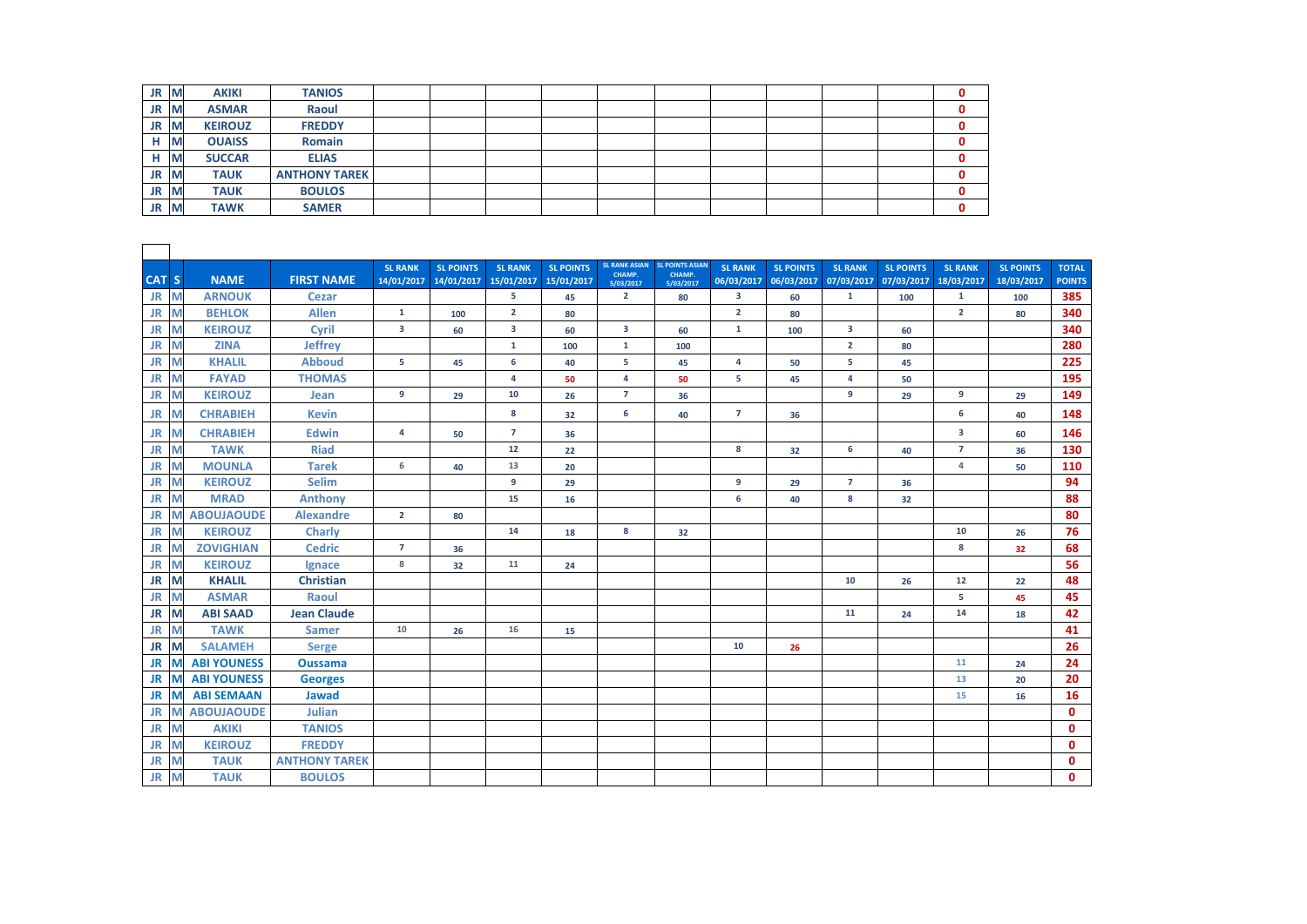| | | | | | | | | | | | | | | |
|---|---|---|---|---|---|---|---|---|---|---|---|---|---|---|
| JR | M | AKIKI | TANIOS | | | | | | | | | | | 0 |
| JR | M | ASMAR | Raoul | | | | | | | | | | | 0 |
| JR | M | KEIROUZ | FREDDY | | | | | | | | | | | 0 |
| H | M | OUAISS | Romain | | | | | | | | | | | 0 |
| H | M | SUCCAR | ELIAS | | | | | | | | | | | 0 |
| JR | M | TAUK | ANTHONY TAREK | | | | | | | | | | | 0 |
| JR | M | TAUK | BOULOS | | | | | | | | | | | 0 |
| JR | M | TAWK | SAMER | | | | | | | | | | | 0 |

| CAT | S | NAME | FIRST NAME | SL RANK 14/01/2017 | SL POINTS 14/01/2017 | SL RANK 15/01/2017 | SL POINTS 15/01/2017 | SL RANK ASIAN CHAMP. 5/03/2017 | SL POINTS ASIAN CHAMP. 5/03/2017 | SL RANK 06/03/2017 | SL POINTS 06/03/2017 | SL RANK 07/03/2017 | SL POINTS 07/03/2017 | SL RANK 18/03/2017 | SL POINTS 18/03/2017 | TOTAL POINTS |
|---|---|---|---|---|---|---|---|---|---|---|---|---|---|---|---|---|
| JR | M | ARNOUK | Cezar | | | 5 | 45 | 2 | 80 | 3 | 60 | 1 | 100 | 1 | 100 | 385 |
| JR | M | BEHLOK | Allen | 1 | 100 | 2 | 80 | | | 2 | 80 | | | 2 | 80 | 340 |
| JR | M | KEIROUZ | Cyril | 3 | 60 | 3 | 60 | 3 | 60 | 1 | 100 | 3 | 60 | | | 340 |
| JR | M | ZINA | Jeffrey | | | 1 | 100 | 1 | 100 | | | 2 | 80 | | | 280 |
| JR | M | KHALIL | Abboud | 5 | 45 | 6 | 40 | 5 | 45 | 4 | 50 | 5 | 45 | | | 225 |
| JR | M | FAYAD | THOMAS | | | 4 | 50 | 4 | 50 | 5 | 45 | 4 | 50 | | | 195 |
| JR | M | KEIROUZ | Jean | 9 | 29 | 10 | 26 | 7 | 36 | | | 9 | 29 | 9 | 29 | 149 |
| JR | M | CHRABIEH | Kevin | | | 8 | 32 | 6 | 40 | 7 | 36 | | | 6 | 40 | 148 |
| JR | M | CHRABIEH | Edwin | 4 | 50 | 7 | 36 | | | | | | | 3 | 60 | 146 |
| JR | M | TAWK | Riad | | | 12 | 22 | | | 8 | 32 | 6 | 40 | 7 | 36 | 130 |
| JR | M | MOUNLA | Tarek | 6 | 40 | 13 | 20 | | | | | | | 4 | 50 | 110 |
| JR | M | KEIROUZ | Selim | | | 9 | 29 | | | 9 | 29 | 7 | 36 | | | 94 |
| JR | M | MRAD | Anthony | | | 15 | 16 | | | 6 | 40 | 8 | 32 | | | 88 |
| JR | M | ABOUJAOUDE | Alexandre | 2 | 80 | | | | | | | | | | | 80 |
| JR | M | KEIROUZ | Charly | | | 14 | 18 | 8 | 32 | | | | | 10 | 26 | 76 |
| JR | M | ZOVIGHIAN | Cedric | 7 | 36 | | | | | | | | | 8 | 32 | 68 |
| JR | M | KEIROUZ | Ignace | 8 | 32 | 11 | 24 | | | | | | | | | 56 |
| JR | M | KHALIL | Christian | | | | | | | | | 10 | 26 | 12 | 22 | 48 |
| JR | M | ASMAR | Raoul | | | | | | | | | | | 5 | 45 | 45 |
| JR | M | ABI SAAD | Jean Claude | | | | | | | | | 11 | 24 | 14 | 18 | 42 |
| JR | M | TAWK | Samer | 10 | 26 | 16 | 15 | | | | | | | | | 41 |
| JR | M | SALAMEH | Serge | | | | | | | 10 | 26 | | | | | 26 |
| JR | M | ABI YOUNESS | Oussama | | | | | | | | | | | 11 | 24 | 24 |
| JR | M | ABI YOUNESS | Georges | | | | | | | | | | | 13 | 20 | 20 |
| JR | M | ABI SEMAAN | Jawad | | | | | | | | | | | 15 | 16 | 16 |
| JR | M | ABOUJAOUDE | Julian | | | | | | | | | | | | | 0 |
| JR | M | AKIKI | TANIOS | | | | | | | | | | | | | 0 |
| JR | M | KEIROUZ | FREDDY | | | | | | | | | | | | | 0 |
| JR | M | TAUK | ANTHONY TAREK | | | | | | | | | | | | | 0 |
| JR | M | TAUK | BOULOS | | | | | | | | | | | | | 0 |